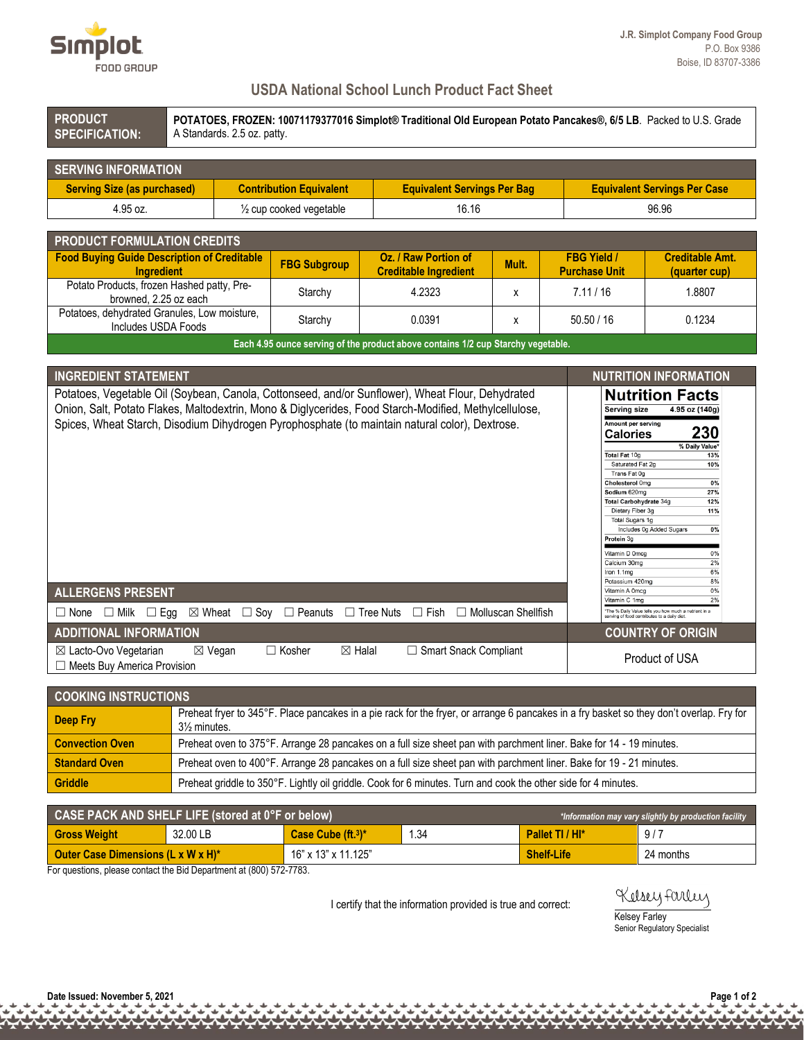J.R. Simplot Company Food Group
P.O. Box 9386
Boise, ID 83707-3386

# USDA National School Lunch Product Fact Sheet

| **PRODUCT SPECIFICATION:** | **POTATOES, FROZEN: 10071179377016 Simplot® Traditional Old European Potato Pancakes®, 6/5 LB**. Packed to U.S. Grade A Standards. 2.5 oz. patty. |
|---|---|

## SERVING INFORMATION

| Serving Size (as purchased) | Contribution Equivalent | Equivalent Servings Per Bag | Equivalent Servings Per Case |
|---|---|---|---|
| 4.95 oz. | ½ cup cooked vegetable | 16.16 | 96.96 |

## PRODUCT FORMULATION CREDITS

| Food Buying Guide Description of Creditable Ingredient | FBG Subgroup | Oz. / Raw Portion of Creditable Ingredient | Mult. | FBG Yield / Purchase Unit | Creditable Amt. (quarter cup) |
|---|---|---|---|---|---|
| Potato Products, frozen Hashed patty, Pre-browned, 2.25 oz each | Starchy | 4.2323 | x | 7.11 / 16 | 1.8807 |
| Potatoes, dehydrated Granules, Low moisture, Includes USDA Foods | Starchy | 0.0391 | x | 50.50 / 16 | 0.1234 |

**Each 4.95 ounce serving of the product above contains 1/2 cup Starchy vegetable.**

## INGREDIENT STATEMENT

Potatoes, Vegetable Oil (Soybean, Canola, Cottonseed, and/or Sunflower), Wheat Flour, Dehydrated Onion, Salt, Potato Flakes, Maltodextrin, Mono & Diglycerides, Food Starch-Modified, Methylcellulose, Spices, Wheat Starch, Disodium Dihydrogen Pyrophosphate (to maintain natural color), Dextrose.

## NUTRITION INFORMATION

**Nutrition Facts**

| | |
|---|---|
| Serving size | 4.95 oz (140g) |
| Amount per serving | |
| **Calories** | **230** |
| | % Daily Value* |
| Total Fat 10g | 13% |
| Saturated Fat 2g | 10% |
| Trans Fat 0g | |
| Cholesterol 0mg | 0% |
| Sodium 620mg | 27% |
| Total Carbohydrate 34g | 12% |
| Dietary Fiber 3g | 11% |
| Total Sugars 1g | |
| Includes 0g Added Sugars | 0% |
| Protein 3g | |
| Vitamin D 0mcg | 0% |
| Calcium 30mg | 2% |
| Iron 1.1mg | 6% |
| Potassium 420mg | 8% |
| Vitamin A 0mcg | 0% |
| Vitamin C 1mg | 2% |

*The % Daily Value tells you how much a nutrient in a serving of food contributes to a daily diet.

## ALLERGENS PRESENT

☐ None ☐ Milk ☐ Egg ☒ Wheat ☐ Soy ☐ Peanuts ☐ Tree Nuts ☐ Fish ☐ Molluscan Shellfish

## ADDITIONAL INFORMATION

☒ Lacto-Ovo Vegetarian ☒ Vegan ☐ Kosher ☒ Halal ☐ Smart Snack Compliant
☐ Meets Buy America Provision

## COUNTRY OF ORIGIN

Product of USA

## COOKING INSTRUCTIONS

| | |
|---|---|
| **Deep Fry** | Preheat fryer to 345°F. Place pancakes in a pie rack for the fryer, or arrange 6 pancakes in a fry basket so they don't overlap. Fry for 3½ minutes. |
| **Convection Oven** | Preheat oven to 375°F. Arrange 28 pancakes on a full size sheet pan with parchment liner. Bake for 14 - 19 minutes. |
| **Standard Oven** | Preheat oven to 400°F. Arrange 28 pancakes on a full size sheet pan with parchment liner. Bake for 19 - 21 minutes. |
| **Griddle** | Preheat griddle to 350°F. Lightly oil griddle. Cook for 6 minutes. Turn and cook the other side for 4 minutes. |

## CASE PACK AND SHELF LIFE (stored at 0°F or below)

*\*Information may vary slightly by production facility*

| | | | | | |
|---|---|---|---|---|---|
| **Gross Weight** | 32.00 LB | **Case Cube (ft.³)*** | 1.34 | **Pallet TI / HI*** | 9 / 7 |
| **Outer Case Dimensions (L x W x H)*** | | 16" x 13" x 11.125" | | **Shelf-Life** | 24 months |

For questions, please contact the Bid Department at (800) 572-7783.

I certify that the information provided is true and correct:

Kelsey Farley
Kelsey Farley
Senior Regulatory Specialist

Date Issued: November 5, 2021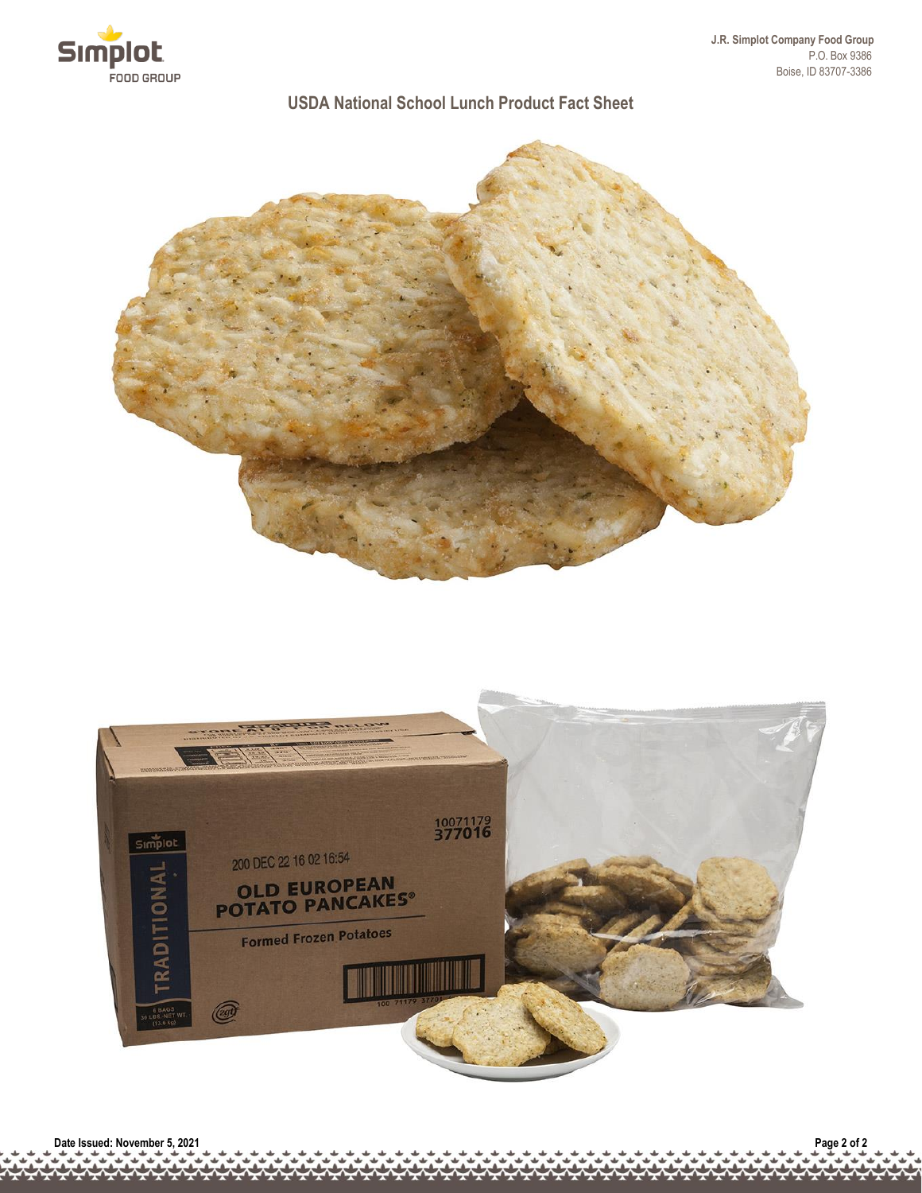USDA National School Lunch Product Fact Sheet

Date Issued: November 5, 2021